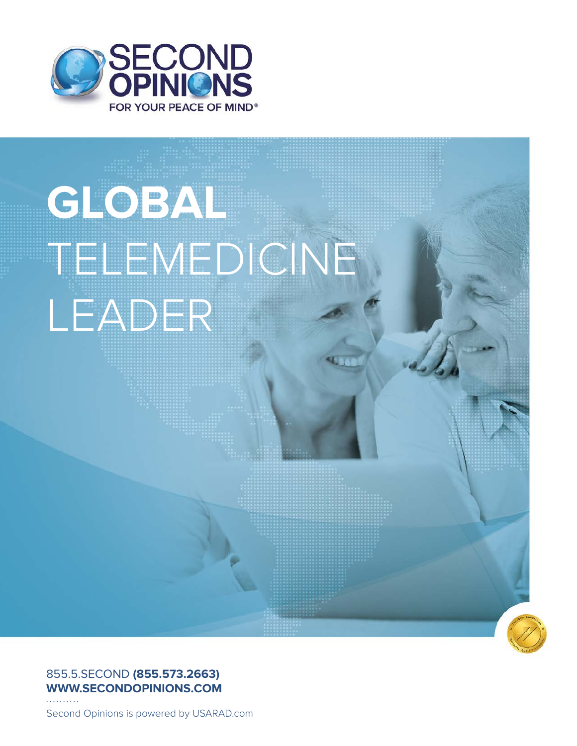SECOND OPINIONS

FOR YOUR PEACE OF MIND®

# GLOBAL TELEMEDICINE LEADER

855.5.SECOND **(855.573.2663)**
**WWW.SECONDOPINIONS.COM**

Second Opinions is powered by USARAD.com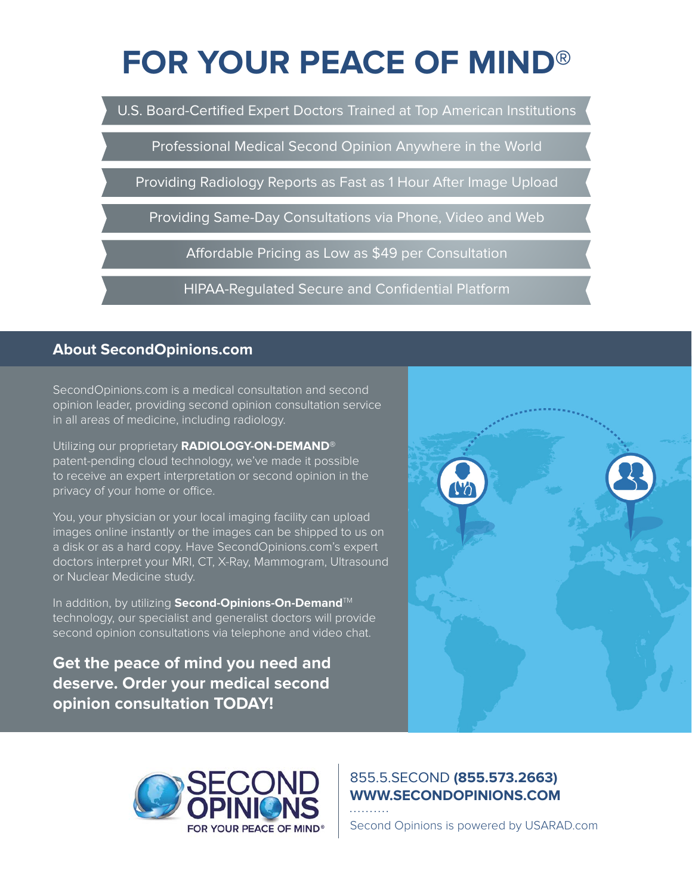# FOR YOUR PEACE OF MIND®

- U.S. Board-Certified Expert Doctors Trained at Top American Institutions
- Professional Medical Second Opinion Anywhere in the World
- Providing Radiology Reports as Fast as 1 Hour After Image Upload
- Providing Same-Day Consultations via Phone, Video and Web
- Affordable Pricing as Low as $49 per Consultation
- HIPAA-Regulated Secure and Confidential Platform

## About SecondOpinions.com

SecondOpinions.com is a medical consultation and second opinion leader, providing second opinion consultation service in all areas of medicine, including radiology.

Utilizing our proprietary **RADIOLOGY-ON-DEMAND**® patent-pending cloud technology, we've made it possible to receive an expert interpretation or second opinion in the privacy of your home or office.

You, your physician or your local imaging facility can upload images online instantly or the images can be shipped to us on a disk or as a hard copy. Have SecondOpinions.com's expert doctors interpret your MRI, CT, X-Ray, Mammogram, Ultrasound or Nuclear Medicine study.

In addition, by utilizing **Second-Opinions-On-Demand**™ technology, our specialist and generalist doctors will provide second opinion consultations via telephone and video chat.

**Get the peace of mind you need and deserve. Order your medical second opinion consultation TODAY!**

SECOND OPINIONS
FOR YOUR PEACE OF MIND®

855.5.SECOND **(855.573.2663)**
**WWW.SECONDOPINIONS.COM**

Second Opinions is powered by USARAD.com